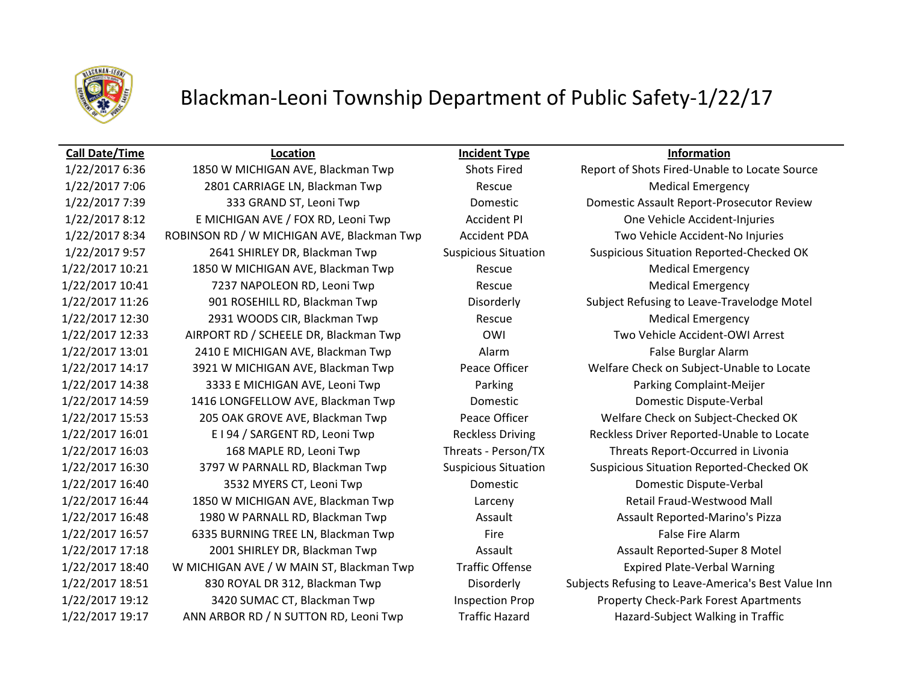# Blackman-Leoni Township Department of Public Safety-1/22/17

| Call Date/Time | Location | Incident Type | Information |
| --- | --- | --- | --- |
| 1/22/2017 6:36 | 1850 W MICHIGAN AVE, Blackman Twp | Shots Fired | Report of Shots Fired-Unable to Locate Source |
| 1/22/2017 7:06 | 2801 CARRIAGE LN, Blackman Twp | Rescue | Medical Emergency |
| 1/22/2017 7:39 | 333 GRAND ST, Leoni Twp | Domestic | Domestic Assault Report-Prosecutor Review |
| 1/22/2017 8:12 | E MICHIGAN AVE / FOX RD, Leoni Twp | Accident PI | One Vehicle Accident-Injuries |
| 1/22/2017 8:34 | ROBINSON RD / W MICHIGAN AVE, Blackman Twp | Accident PDA | Two Vehicle Accident-No Injuries |
| 1/22/2017 9:57 | 2641 SHIRLEY DR, Blackman Twp | Suspicious Situation | Suspicious Situation Reported-Checked OK |
| 1/22/2017 10:21 | 1850 W MICHIGAN AVE, Blackman Twp | Rescue | Medical Emergency |
| 1/22/2017 10:41 | 7237 NAPOLEON RD, Leoni Twp | Rescue | Medical Emergency |
| 1/22/2017 11:26 | 901 ROSEHILL RD, Blackman Twp | Disorderly | Subject Refusing to Leave-Travelodge Motel |
| 1/22/2017 12:30 | 2931 WOODS CIR, Blackman Twp | Rescue | Medical Emergency |
| 1/22/2017 12:33 | AIRPORT RD / SCHEELE DR, Blackman Twp | OWI | Two Vehicle Accident-OWI Arrest |
| 1/22/2017 13:01 | 2410 E MICHIGAN AVE, Blackman Twp | Alarm | False Burglar Alarm |
| 1/22/2017 14:17 | 3921 W MICHIGAN AVE, Blackman Twp | Peace Officer | Welfare Check on Subject-Unable to Locate |
| 1/22/2017 14:38 | 3333 E MICHIGAN AVE, Leoni Twp | Parking | Parking Complaint-Meijer |
| 1/22/2017 14:59 | 1416 LONGFELLOW AVE, Blackman Twp | Domestic | Domestic Dispute-Verbal |
| 1/22/2017 15:53 | 205 OAK GROVE AVE, Blackman Twp | Peace Officer | Welfare Check on Subject-Checked OK |
| 1/22/2017 16:01 | E I 94 / SARGENT RD, Leoni Twp | Reckless Driving | Reckless Driver Reported-Unable to Locate |
| 1/22/2017 16:03 | 168 MAPLE RD, Leoni Twp | Threats - Person/TX | Threats Report-Occurred in Livonia |
| 1/22/2017 16:30 | 3797 W PARNALL RD, Blackman Twp | Suspicious Situation | Suspicious Situation Reported-Checked OK |
| 1/22/2017 16:40 | 3532 MYERS CT, Leoni Twp | Domestic | Domestic Dispute-Verbal |
| 1/22/2017 16:44 | 1850 W MICHIGAN AVE, Blackman Twp | Larceny | Retail Fraud-Westwood Mall |
| 1/22/2017 16:48 | 1980 W PARNALL RD, Blackman Twp | Assault | Assault Reported-Marino's Pizza |
| 1/22/2017 16:57 | 6335 BURNING TREE LN, Blackman Twp | Fire | False Fire Alarm |
| 1/22/2017 17:18 | 2001 SHIRLEY DR, Blackman Twp | Assault | Assault Reported-Super 8 Motel |
| 1/22/2017 18:40 | W MICHIGAN AVE / W MAIN ST, Blackman Twp | Traffic Offense | Expired Plate-Verbal Warning |
| 1/22/2017 18:51 | 830 ROYAL DR 312, Blackman Twp | Disorderly | Subjects Refusing to Leave-America's Best Value Inn |
| 1/22/2017 19:12 | 3420 SUMAC CT, Blackman Twp | Inspection Prop | Property Check-Park Forest Apartments |
| 1/22/2017 19:17 | ANN ARBOR RD / N SUTTON RD, Leoni Twp | Traffic Hazard | Hazard-Subject Walking in Traffic |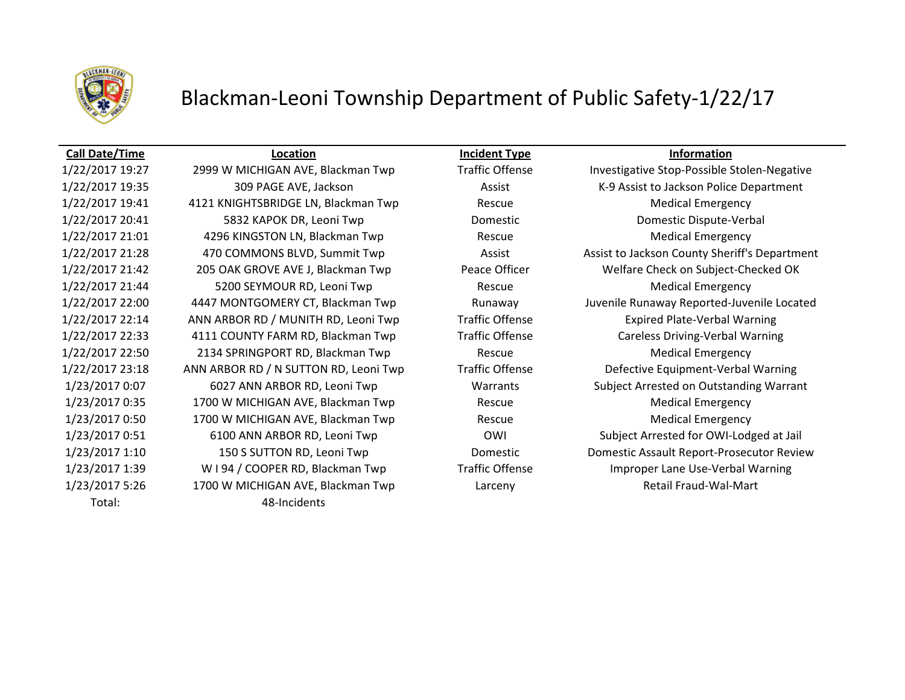# Blackman-Leoni Township Department of Public Safety-1/22/17

| Call Date/Time | Location | Incident Type | Information |
|---|---|---|---|
| 1/22/2017 19:27 | 2999 W MICHIGAN AVE, Blackman Twp | Traffic Offense | Investigative Stop-Possible Stolen-Negative |
| 1/22/2017 19:35 | 309 PAGE AVE, Jackson | Assist | K-9 Assist to Jackson Police Department |
| 1/22/2017 19:41 | 4121 KNIGHTSBRIDGE LN, Blackman Twp | Rescue | Medical Emergency |
| 1/22/2017 20:41 | 5832 KAPOK DR, Leoni Twp | Domestic | Domestic Dispute-Verbal |
| 1/22/2017 21:01 | 4296 KINGSTON LN, Blackman Twp | Rescue | Medical Emergency |
| 1/22/2017 21:28 | 470 COMMONS BLVD, Summit Twp | Assist | Assist to Jackson County Sheriff's Department |
| 1/22/2017 21:42 | 205 OAK GROVE AVE J, Blackman Twp | Peace Officer | Welfare Check on Subject-Checked OK |
| 1/22/2017 21:44 | 5200 SEYMOUR RD, Leoni Twp | Rescue | Medical Emergency |
| 1/22/2017 22:00 | 4447 MONTGOMERY CT, Blackman Twp | Runaway | Juvenile Runaway Reported-Juvenile Located |
| 1/22/2017 22:14 | ANN ARBOR RD / MUNITH RD, Leoni Twp | Traffic Offense | Expired Plate-Verbal Warning |
| 1/22/2017 22:33 | 4111 COUNTY FARM RD, Blackman Twp | Traffic Offense | Careless Driving-Verbal Warning |
| 1/22/2017 22:50 | 2134 SPRINGPORT RD, Blackman Twp | Rescue | Medical Emergency |
| 1/22/2017 23:18 | ANN ARBOR RD / N SUTTON RD, Leoni Twp | Traffic Offense | Defective Equipment-Verbal Warning |
| 1/23/2017 0:07 | 6027 ANN ARBOR RD, Leoni Twp | Warrants | Subject Arrested on Outstanding Warrant |
| 1/23/2017 0:35 | 1700 W MICHIGAN AVE, Blackman Twp | Rescue | Medical Emergency |
| 1/23/2017 0:50 | 1700 W MICHIGAN AVE, Blackman Twp | Rescue | Medical Emergency |
| 1/23/2017 0:51 | 6100 ANN ARBOR RD, Leoni Twp | OWI | Subject Arrested for OWI-Lodged at Jail |
| 1/23/2017 1:10 | 150 S SUTTON RD, Leoni Twp | Domestic | Domestic Assault Report-Prosecutor Review |
| 1/23/2017 1:39 | W I 94 / COOPER RD, Blackman Twp | Traffic Offense | Improper Lane Use-Verbal Warning |
| 1/23/2017 5:26 | 1700 W MICHIGAN AVE, Blackman Twp | Larceny | Retail Fraud-Wal-Mart |
| Total: | 48-Incidents | | |